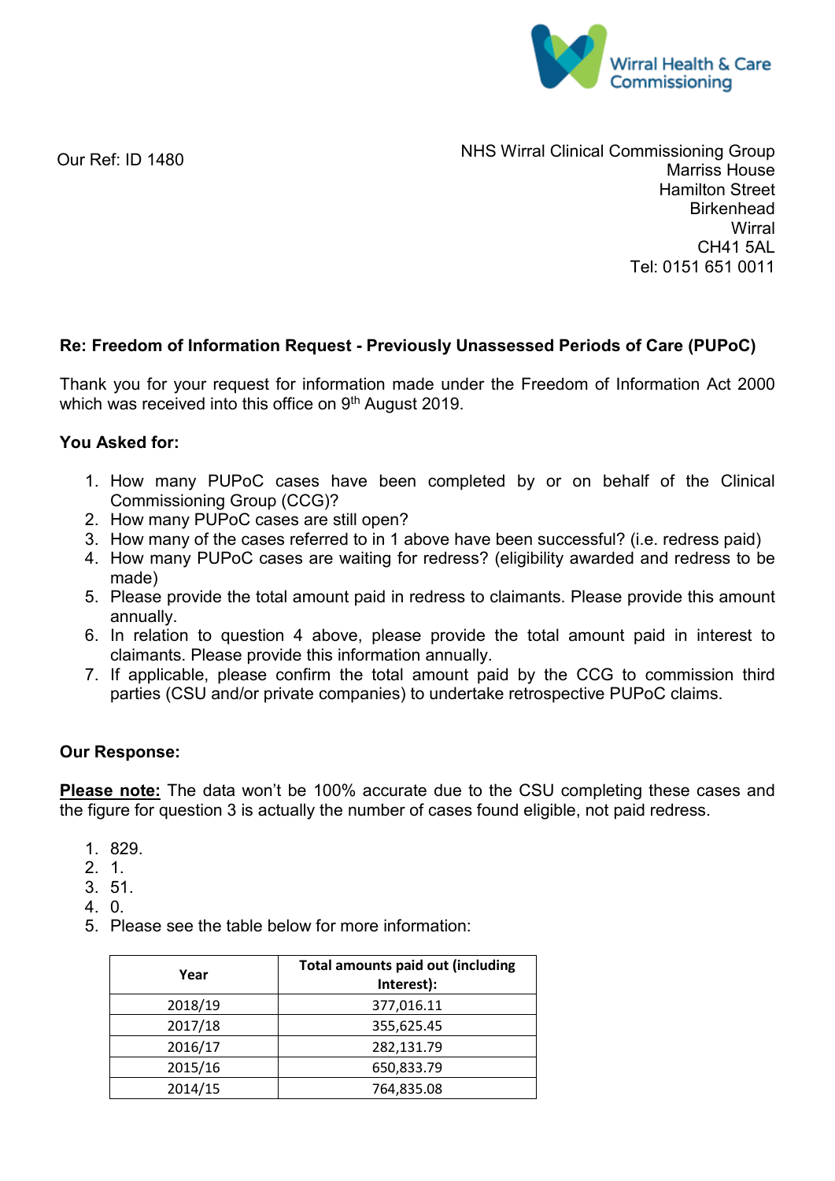Wirral Health & Care Commissioning

Our Ref: ID 1480

NHS Wirral Clinical Commissioning Group
Marriss House
Hamilton Street
Birkenhead
Wirral
CH41 5AL
Tel: 0151 651 0011

**Re: Freedom of Information Request - Previously Unassessed Periods of Care (PUPoC)**

Thank you for your request for information made under the Freedom of Information Act 2000 which was received into this office on 9th August 2019.

**You Asked for:**

1. How many PUPoC cases have been completed by or on behalf of the Clinical Commissioning Group (CCG)?
2. How many PUPoC cases are still open?
3. How many of the cases referred to in 1 above have been successful? (i.e. redress paid)
4. How many PUPoC cases are waiting for redress? (eligibility awarded and redress to be made)
5. Please provide the total amount paid in redress to claimants. Please provide this amount annually.
6. In relation to question 4 above, please provide the total amount paid in interest to claimants. Please provide this information annually.
7. If applicable, please confirm the total amount paid by the CCG to commission third parties (CSU and/or private companies) to undertake retrospective PUPoC claims.

**Our Response:**

**Please note:** The data won't be 100% accurate due to the CSU completing these cases and the figure for question 3 is actually the number of cases found eligible, not paid redress.

1. 829.
2. 1.
3. 51.
4. 0.
5. Please see the table below for more information:

| Year | Total amounts paid out (including Interest): |
|---|---|
| 2018/19 | 377,016.11 |
| 2017/18 | 355,625.45 |
| 2016/17 | 282,131.79 |
| 2015/16 | 650,833.79 |
| 2014/15 | 764,835.08 |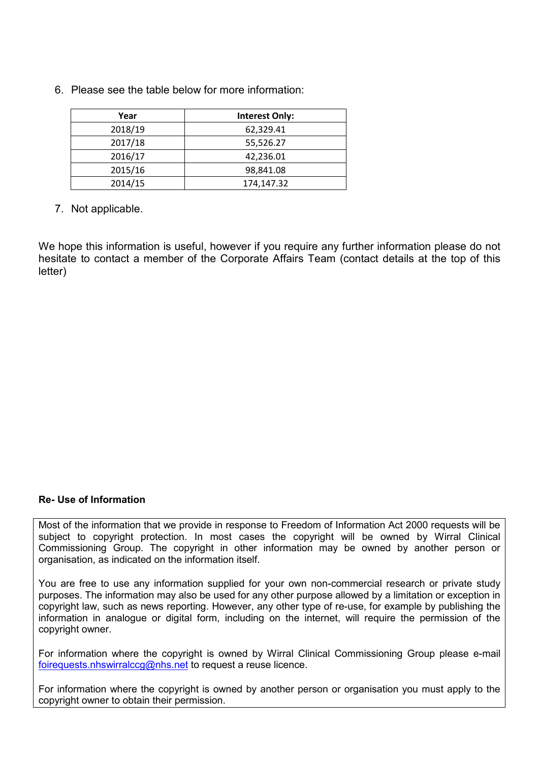6. Please see the table below for more information:

| Year | Interest Only: |
|---|---|
| 2018/19 | 62,329.41 |
| 2017/18 | 55,526.27 |
| 2016/17 | 42,236.01 |
| 2015/16 | 98,841.08 |
| 2014/15 | 174,147.32 |

7. Not applicable.

We hope this information is useful, however if you require any further information please do not hesitate to contact a member of the Corporate Affairs Team (contact details at the top of this letter)

**Re- Use of Information**

Most of the information that we provide in response to Freedom of Information Act 2000 requests will be subject to copyright protection. In most cases the copyright will be owned by Wirral Clinical Commissioning Group. The copyright in other information may be owned by another person or organisation, as indicated on the information itself.

You are free to use any information supplied for your own non-commercial research or private study purposes. The information may also be used for any other purpose allowed by a limitation or exception in copyright law, such as news reporting. However, any other type of re-use, for example by publishing the information in analogue or digital form, including on the internet, will require the permission of the copyright owner.

For information where the copyright is owned by Wirral Clinical Commissioning Group please e-mail foirequests.nhswirralccg@nhs.net to request a reuse licence.

For information where the copyright is owned by another person or organisation you must apply to the copyright owner to obtain their permission.